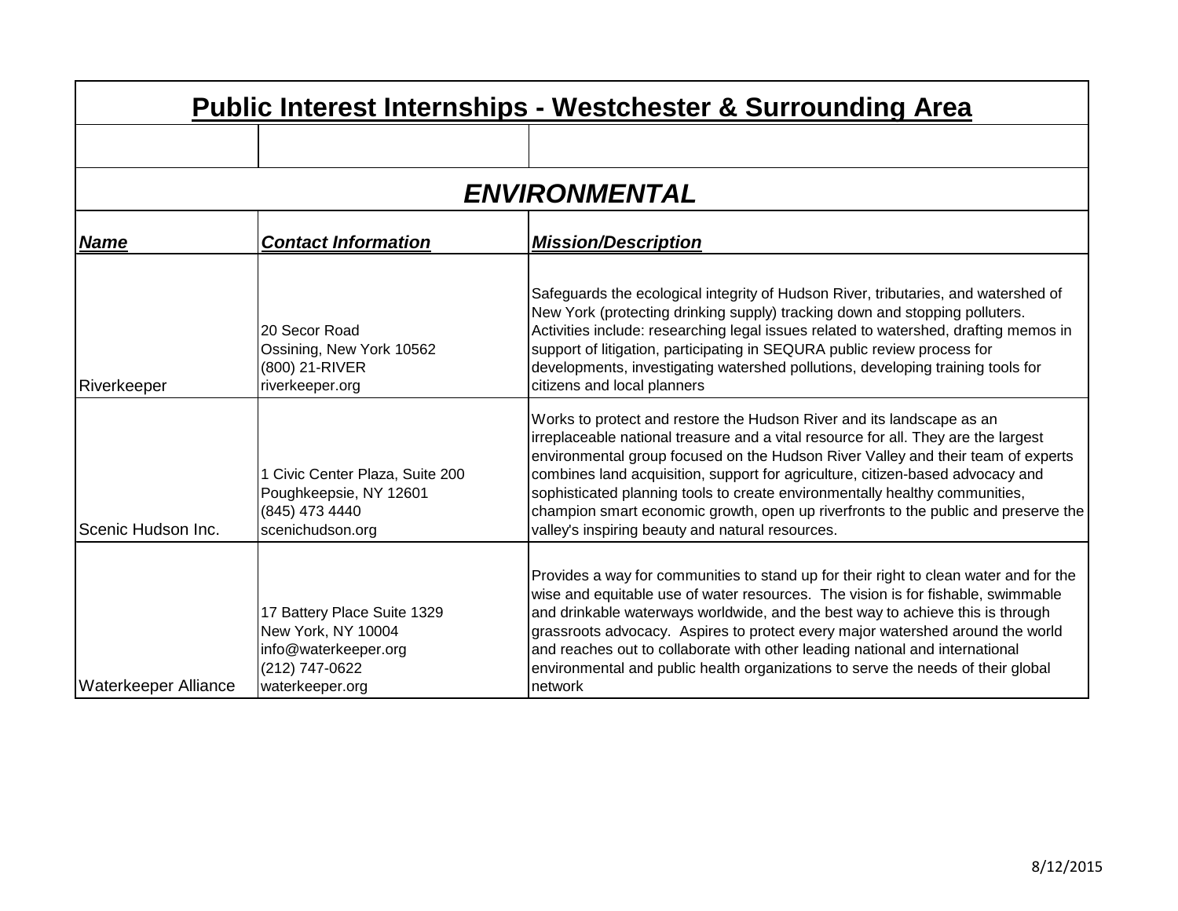# Public Interest Internships - Westchester & Surrounding Area

## ENVIRONMENTAL

| ***Name*** | ***Contact Information*** | ***Mission/Description*** |
|---|---|---|
| Riverkeeper | 20 Secor Road<br>Ossining, New York 10562<br>(800) 21-RIVER<br>riverkeeper.org | Safeguards the ecological integrity of Hudson River, tributaries, and watershed of New York (protecting drinking supply) tracking down and stopping polluters. Activities include: researching legal issues related to watershed, drafting memos in support of litigation, participating in SEQURA public review process for developments, investigating watershed pollutions, developing training tools for citizens and local planners |
| Scenic Hudson Inc. | 1 Civic Center Plaza, Suite 200<br>Poughkeepsie, NY 12601<br>(845) 473 4440<br>scenichudson.org | Works to protect and restore the Hudson River and its landscape as an irreplaceable national treasure and a vital resource for all. They are the largest environmental group focused on the Hudson River Valley and their team of experts combines land acquisition, support for agriculture, citizen-based advocacy and sophisticated planning tools to create environmentally healthy communities, champion smart economic growth, open up riverfronts to the public and preserve the valley's inspiring beauty and natural resources. |
| Waterkeeper Alliance | 17 Battery Place Suite 1329<br>New York, NY 10004<br>info@waterkeeper.org<br>(212) 747-0622<br>waterkeeper.org | Provides a way for communities to stand up for their right to clean water and for the wise and equitable use of water resources. The vision is for fishable, swimmable and drinkable waterways worldwide, and the best way to achieve this is through grassroots advocacy. Aspires to protect every major watershed around the world and reaches out to collaborate with other leading national and international environmental and public health organizations to serve the needs of their global network |

8/12/2015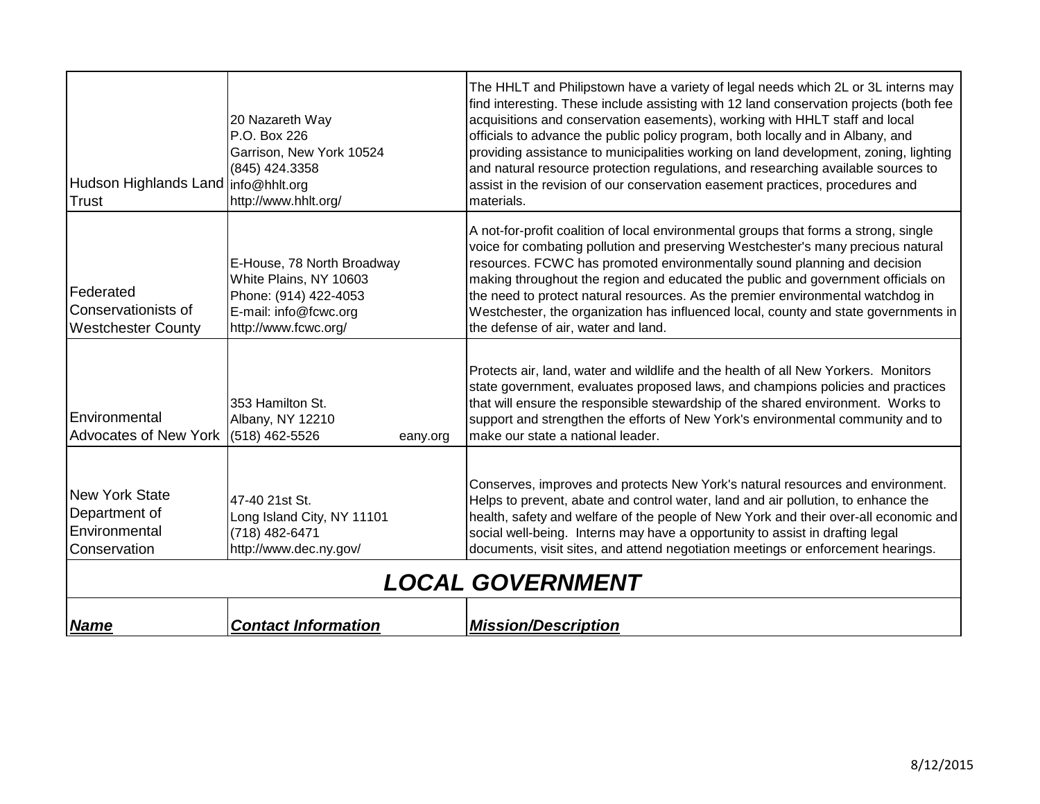| | | |
|---|---|---|
| Hudson Highlands Land Trust | 20 Nazareth Way<br>P.O. Box 226<br>Garrison, New York 10524<br>(845) 424.3358<br>info@hhlt.org<br>http://www.hhlt.org/ | The HHLT and Philipstown have a variety of legal needs which 2L or 3L interns may find interesting. These include assisting with 12 land conservation projects (both fee acquisitions and conservation easements), working with HHLT staff and local officials to advance the public policy program, both locally and in Albany, and providing assistance to municipalities working on land development, zoning, lighting and natural resource protection regulations, and researching available sources to assist in the revision of our conservation easement practices, procedures and materials. |
| Federated Conservationists of Westchester County | E-House, 78 North Broadway<br>White Plains, NY 10603<br>Phone: (914) 422-4053<br>E-mail: info@fcwc.org<br>http://www.fcwc.org/ | A not-for-profit coalition of local environmental groups that forms a strong, single voice for combating pollution and preserving Westchester's many precious natural resources. FCWC has promoted environmentally sound planning and decision making throughout the region and educated the public and government officials on the need to protect natural resources. As the premier environmental watchdog in Westchester, the organization has influenced local, county and state governments in the defense of air, water and land. |
| Environmental Advocates of New York | 353 Hamilton St.<br>Albany, NY 12210<br>(518) 462-5526 eany.org | Protects air, land, water and wildlife and the health of all New Yorkers. Monitors state government, evaluates proposed laws, and champions policies and practices that will ensure the responsible stewardship of the shared environment. Works to support and strengthen the efforts of New York's environmental community and to make our state a national leader. |
| New York State Department of Environmental Conservation | 47-40 21st St.<br>Long Island City, NY 11101<br>(718) 482-6471<br>http://www.dec.ny.gov/ | Conserves, improves and protects New York's natural resources and environment. Helps to prevent, abate and control water, land and air pollution, to enhance the health, safety and welfare of the people of New York and their over-all economic and social well-being. Interns may have a opportunity to assist in drafting legal documents, visit sites, and attend negotiation meetings or enforcement hearings. |

## *LOCAL GOVERNMENT*

| ***Name*** | ***Contact Information*** | ***Mission/Description*** |
|---|---|---|

8/12/2015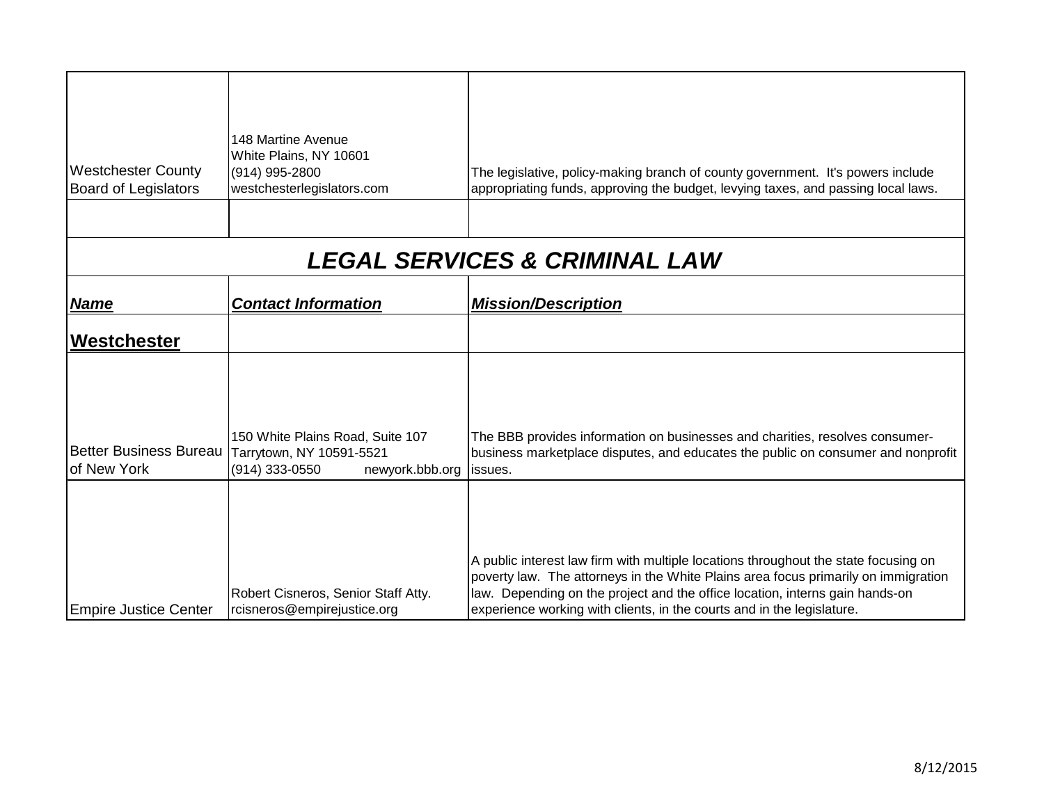| | | |
|---|---|---|
| Westchester County Board of Legislators | 148 Martine Avenue<br>White Plains, NY 10601<br>(914) 995-2800<br>westchesterlegislators.com | The legislative, policy-making branch of county government. It's powers include appropriating funds, approving the budget, levying taxes, and passing local laws. |
| | | |

## *LEGAL SERVICES & CRIMINAL LAW*

| ***Name*** | ***Contact Information*** | ***Mission/Description*** |
|---|---|---|
| **Westchester** | | |
| Better Business Bureau of New York | 150 White Plains Road, Suite 107<br>Tarrytown, NY 10591-5521<br>(914) 333-0550 newyork.bbb.org | The BBB provides information on businesses and charities, resolves consumer-business marketplace disputes, and educates the public on consumer and nonprofit issues. |
| Empire Justice Center | Robert Cisneros, Senior Staff Atty.<br>rcisneros@empirejustice.org | A public interest law firm with multiple locations throughout the state focusing on poverty law. The attorneys in the White Plains area focus primarily on immigration law. Depending on the project and the office location, interns gain hands-on experience working with clients, in the courts and in the legislature. |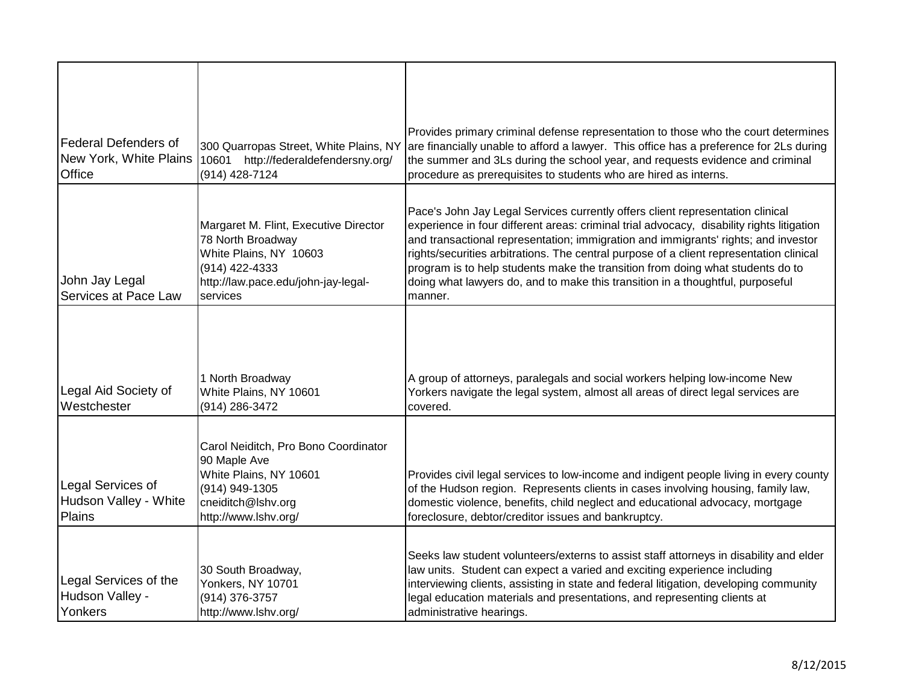| | | |
|---|---|---|
| Federal Defenders of New York, White Plains Office | 300 Quarropas Street, White Plains, NY 10601 http://federaldefendersny.org/ (914) 428-7124 | Provides primary criminal defense representation to those who the court determines are financially unable to afford a lawyer. This office has a preference for 2Ls during the summer and 3Ls during the school year, and requests evidence and criminal procedure as prerequisites to students who are hired as interns. |
| John Jay Legal Services at Pace Law | Margaret M. Flint, Executive Director<br>78 North Broadway<br>White Plains, NY 10603<br>(914) 422-4333<br>http://law.pace.edu/john-jay-legal-services | Pace's John Jay Legal Services currently offers client representation clinical experience in four different areas: criminal trial advocacy, disability rights litigation and transactional representation; immigration and immigrants' rights; and investor rights/securities arbitrations. The central purpose of a client representation clinical program is to help students make the transition from doing what students do to doing what lawyers do, and to make this transition in a thoughtful, purposeful manner. |
| Legal Aid Society of Westchester | 1 North Broadway<br>White Plains, NY 10601<br>(914) 286-3472 | A group of attorneys, paralegals and social workers helping low-income New Yorkers navigate the legal system, almost all areas of direct legal services are covered. |
| Legal Services of Hudson Valley - White Plains | Carol Neiditch, Pro Bono Coordinator<br>90 Maple Ave<br>White Plains, NY 10601<br>(914) 949-1305<br>cneiditch@lshv.org<br>http://www.lshv.org/ | Provides civil legal services to low-income and indigent people living in every county of the Hudson region. Represents clients in cases involving housing, family law, domestic violence, benefits, child neglect and educational advocacy, mortgage foreclosure, debtor/creditor issues and bankruptcy. |
| Legal Services of the Hudson Valley - Yonkers | 30 South Broadway,<br>Yonkers, NY 10701<br>(914) 376-3757<br>http://www.lshv.org/ | Seeks law student volunteers/externs to assist staff attorneys in disability and elder law units. Student can expect a varied and exciting experience including interviewing clients, assisting in state and federal litigation, developing community legal education materials and presentations, and representing clients at administrative hearings. |

8/12/2015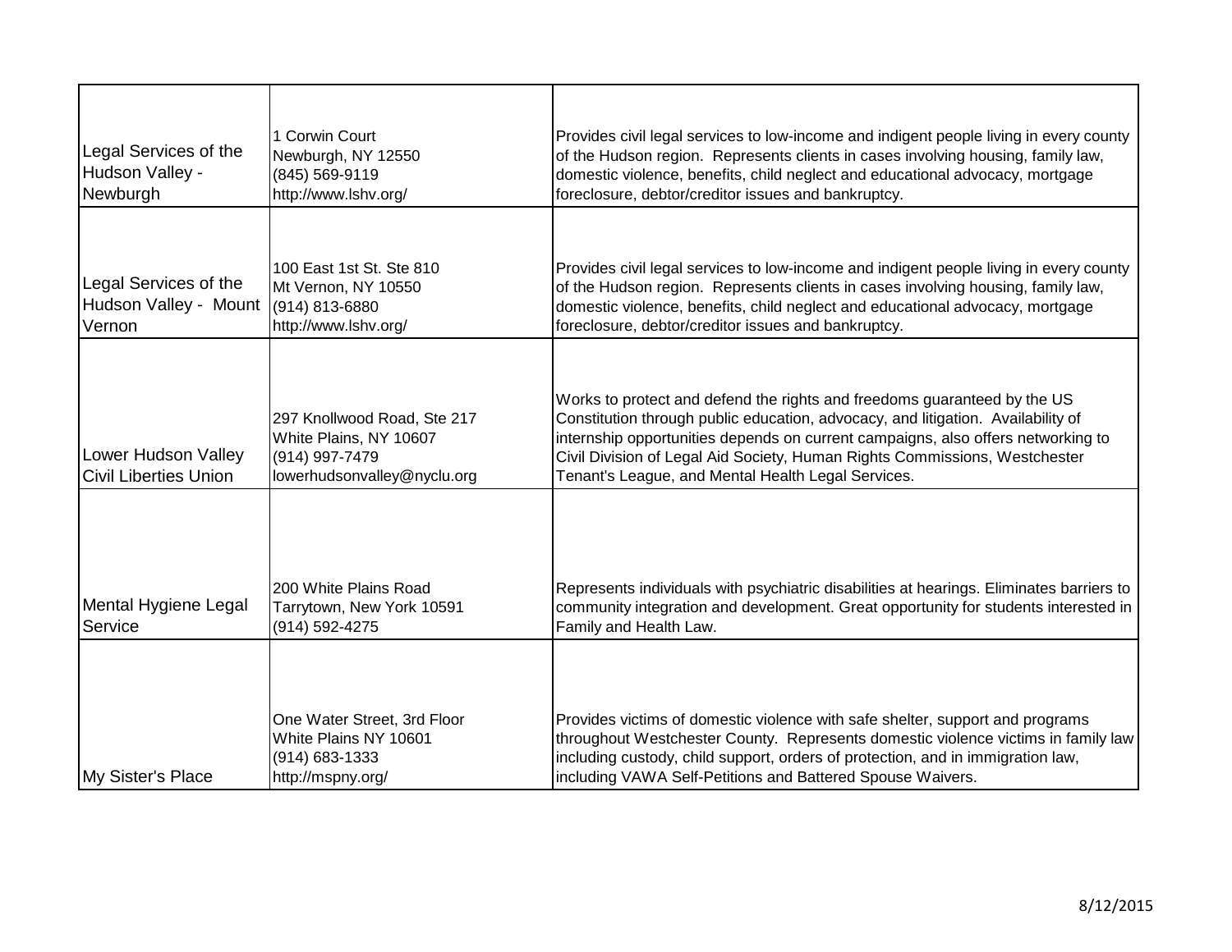| | | |
|---|---|---|
| Legal Services of the Hudson Valley - Newburgh | 1 Corwin Court<br>Newburgh, NY 12550<br>(845) 569-9119<br>http://www.lshv.org/ | Provides civil legal services to low-income and indigent people living in every county of the Hudson region. Represents clients in cases involving housing, family law, domestic violence, benefits, child neglect and educational advocacy, mortgage foreclosure, debtor/creditor issues and bankruptcy. |
| Legal Services of the Hudson Valley - Mount Vernon | 100 East 1st St. Ste 810<br>Mt Vernon, NY 10550<br>(914) 813-6880<br>http://www.lshv.org/ | Provides civil legal services to low-income and indigent people living in every county of the Hudson region. Represents clients in cases involving housing, family law, domestic violence, benefits, child neglect and educational advocacy, mortgage foreclosure, debtor/creditor issues and bankruptcy. |
| Lower Hudson Valley Civil Liberties Union | 297 Knollwood Road, Ste 217<br>White Plains, NY 10607<br>(914) 997-7479<br>lowerhudsonvalley@nyclu.org | Works to protect and defend the rights and freedoms guaranteed by the US Constitution through public education, advocacy, and litigation. Availability of internship opportunities depends on current campaigns, also offers networking to Civil Division of Legal Aid Society, Human Rights Commissions, Westchester Tenant's League, and Mental Health Legal Services. |
| Mental Hygiene Legal Service | 200 White Plains Road<br>Tarrytown, New York 10591<br>(914) 592-4275 | Represents individuals with psychiatric disabilities at hearings. Eliminates barriers to community integration and development. Great opportunity for students interested in Family and Health Law. |
| My Sister's Place | One Water Street, 3rd Floor<br>White Plains NY 10601<br>(914) 683-1333<br>http://mspny.org/ | Provides victims of domestic violence with safe shelter, support and programs throughout Westchester County. Represents domestic violence victims in family law including custody, child support, orders of protection, and in immigration law, including VAWA Self-Petitions and Battered Spouse Waivers. |

8/12/2015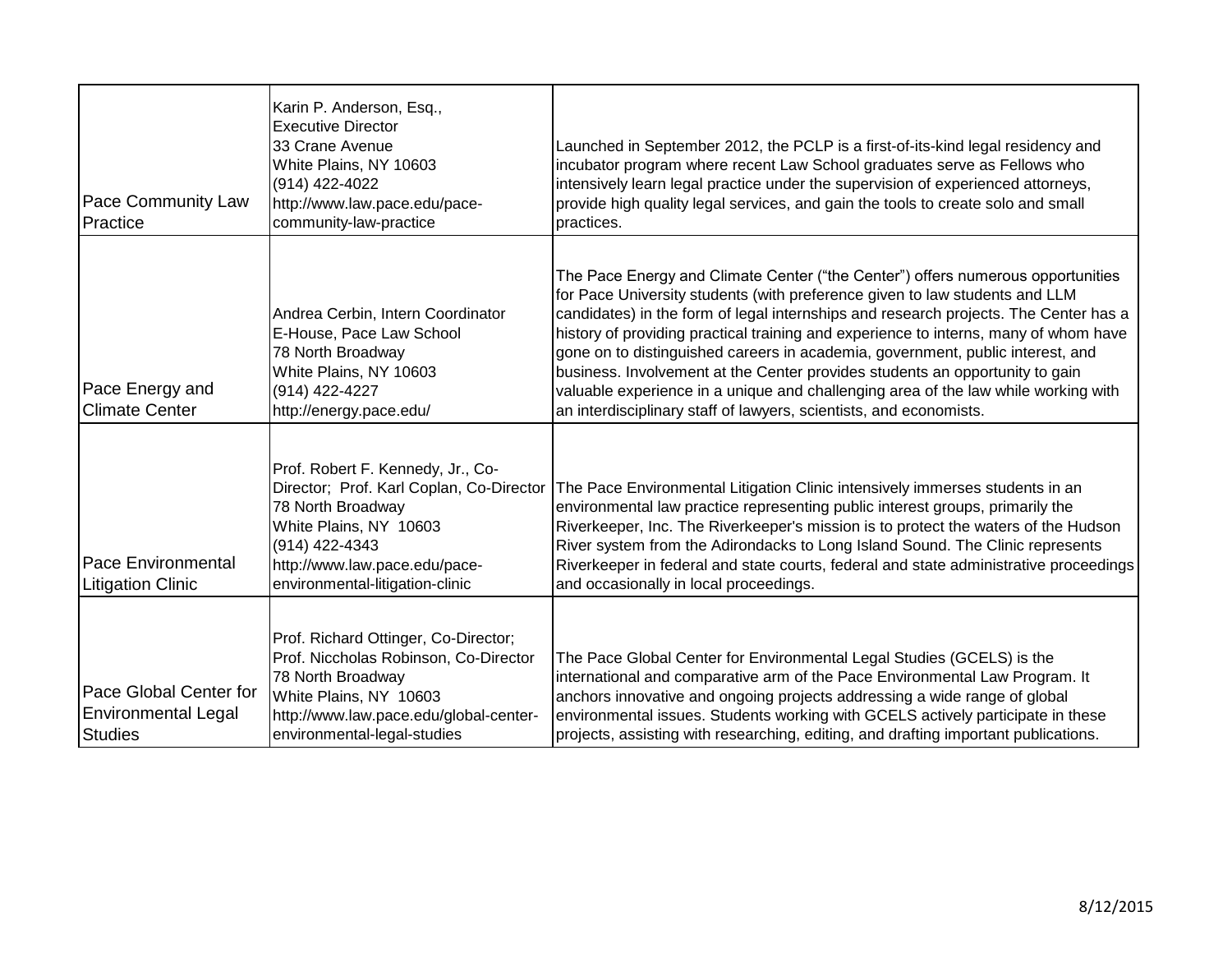| | | |
|---|---|---|
| Pace Community Law Practice | Karin P. Anderson, Esq., Executive Director 33 Crane Avenue White Plains, NY 10603 (914) 422-4022 http://www.law.pace.edu/pace-community-law-practice | Launched in September 2012, the PCLP is a first-of-its-kind legal residency and incubator program where recent Law School graduates serve as Fellows who intensively learn legal practice under the supervision of experienced attorneys, provide high quality legal services, and gain the tools to create solo and small practices. |
| Pace Energy and Climate Center | Andrea Cerbin, Intern Coordinator E-House, Pace Law School 78 North Broadway White Plains, NY 10603 (914) 422-4227 http://energy.pace.edu/ | The Pace Energy and Climate Center ("the Center") offers numerous opportunities for Pace University students (with preference given to law students and LLM candidates) in the form of legal internships and research projects. The Center has a history of providing practical training and experience to interns, many of whom have gone on to distinguished careers in academia, government, public interest, and business. Involvement at the Center provides students an opportunity to gain valuable experience in a unique and challenging area of the law while working with an interdisciplinary staff of lawyers, scientists, and economists. |
| Pace Environmental Litigation Clinic | Prof. Robert F. Kennedy, Jr., Co-Director; Prof. Karl Coplan, Co-Director 78 North Broadway White Plains, NY 10603 (914) 422-4343 http://www.law.pace.edu/pace-environmental-litigation-clinic | The Pace Environmental Litigation Clinic intensively immerses students in an environmental law practice representing public interest groups, primarily the Riverkeeper, Inc. The Riverkeeper's mission is to protect the waters of the Hudson River system from the Adirondacks to Long Island Sound. The Clinic represents Riverkeeper in federal and state courts, federal and state administrative proceedings and occasionally in local proceedings. |
| Pace Global Center for Environmental Legal Studies | Prof. Richard Ottinger, Co-Director; Prof. Niccholas Robinson, Co-Director 78 North Broadway White Plains, NY 10603 http://www.law.pace.edu/global-center-environmental-legal-studies | The Pace Global Center for Environmental Legal Studies (GCELS) is the international and comparative arm of the Pace Environmental Law Program. It anchors innovative and ongoing projects addressing a wide range of global environmental issues. Students working with GCELS actively participate in these projects, assisting with researching, editing, and drafting important publications. |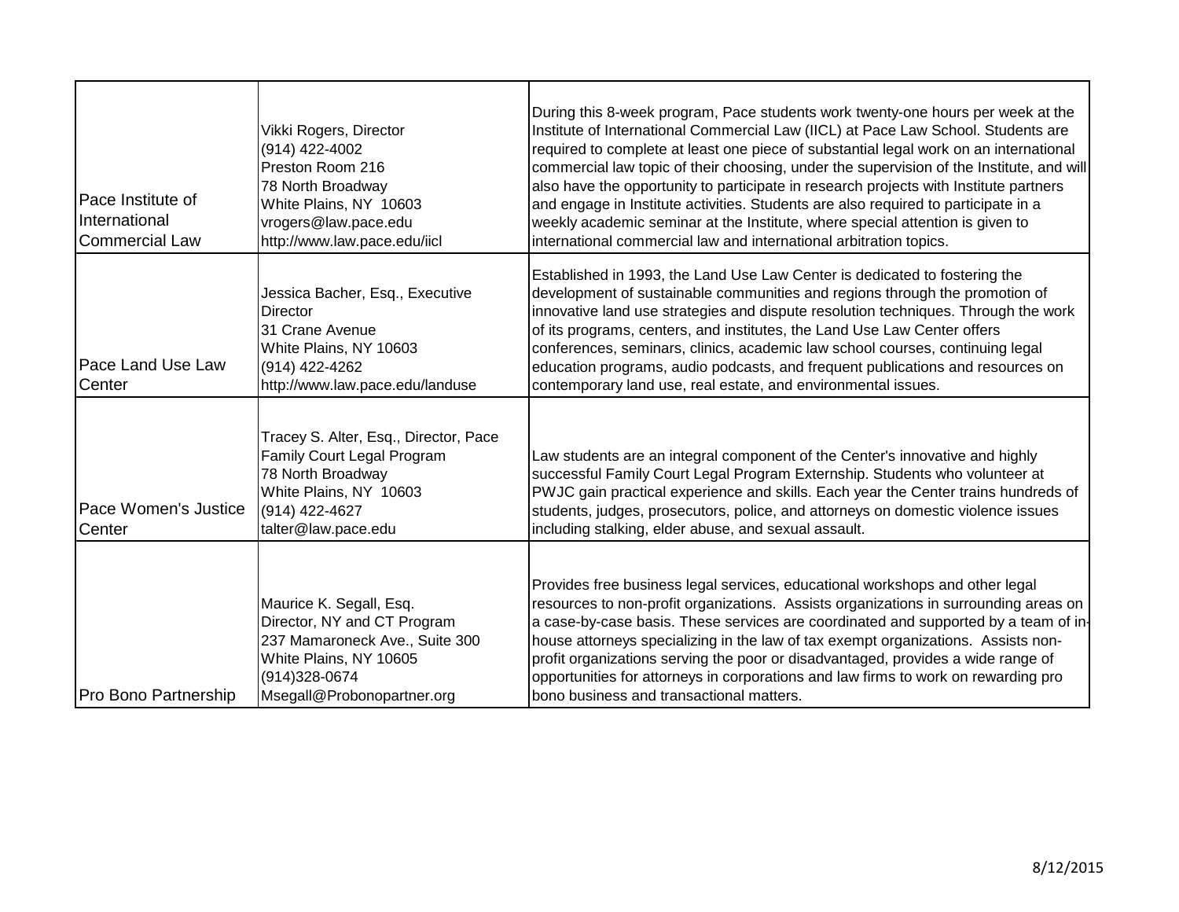| | | |
|---|---|---|
| Pace Institute of International Commercial Law | Vikki Rogers, Director<br>(914) 422-4002<br>Preston Room 216<br>78 North Broadway<br>White Plains, NY 10603<br>vrogers@law.pace.edu<br>http://www.law.pace.edu/iicl | During this 8-week program, Pace students work twenty-one hours per week at the Institute of International Commercial Law (IICL) at Pace Law School. Students are required to complete at least one piece of substantial legal work on an international commercial law topic of their choosing, under the supervision of the Institute, and will also have the opportunity to participate in research projects with Institute partners and engage in Institute activities. Students are also required to participate in a weekly academic seminar at the Institute, where special attention is given to international commercial law and international arbitration topics. |
| Pace Land Use Law Center | Jessica Bacher, Esq., Executive Director<br>31 Crane Avenue<br>White Plains, NY 10603<br>(914) 422-4262<br>http://www.law.pace.edu/landuse | Established in 1993, the Land Use Law Center is dedicated to fostering the development of sustainable communities and regions through the promotion of innovative land use strategies and dispute resolution techniques. Through the work of its programs, centers, and institutes, the Land Use Law Center offers conferences, seminars, clinics, academic law school courses, continuing legal education programs, audio podcasts, and frequent publications and resources on contemporary land use, real estate, and environmental issues. |
| Pace Women's Justice Center | Tracey S. Alter, Esq., Director, Pace Family Court Legal Program<br>78 North Broadway<br>White Plains, NY 10603<br>(914) 422-4627<br>talter@law.pace.edu | Law students are an integral component of the Center's innovative and highly successful Family Court Legal Program Externship. Students who volunteer at PWJC gain practical experience and skills. Each year the Center trains hundreds of students, judges, prosecutors, police, and attorneys on domestic violence issues including stalking, elder abuse, and sexual assault. |
| Pro Bono Partnership | Maurice K. Segall, Esq.<br>Director, NY and CT Program<br>237 Mamaroneck Ave., Suite 300<br>White Plains, NY 10605<br>(914)328-0674<br>Msegall@Probonopartner.org | Provides free business legal services, educational workshops and other legal resources to non-profit organizations. Assists organizations in surrounding areas on a case-by-case basis. These services are coordinated and supported by a team of in-house attorneys specializing in the law of tax exempt organizations. Assists non-profit organizations serving the poor or disadvantaged, provides a wide range of opportunities for attorneys in corporations and law firms to work on rewarding pro bono business and transactional matters. |

8/12/2015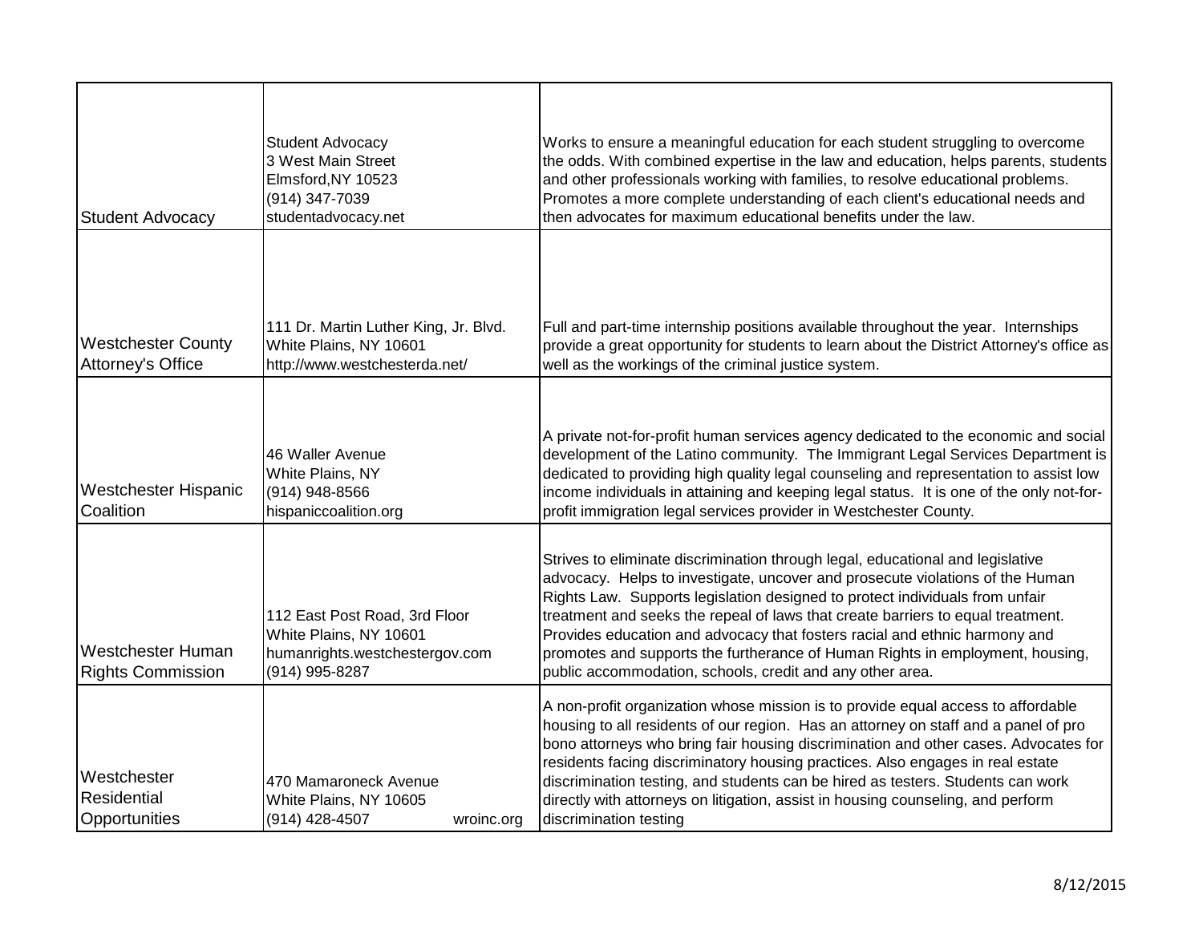| | | |
|---|---|---|
| Student Advocacy | Student Advocacy<br>3 West Main Street<br>Elmsford,NY 10523<br>(914) 347-7039<br>studentadvocacy.net | Works to ensure a meaningful education for each student struggling to overcome the odds. With combined expertise in the law and education, helps parents, students and other professionals working with families, to resolve educational problems. Promotes a more complete understanding of each client's educational needs and then advocates for maximum educational benefits under the law. |
| Westchester County Attorney's Office | 111 Dr. Martin Luther King, Jr. Blvd.<br>White Plains, NY 10601<br>http://www.westchesterda.net/ | Full and part-time internship positions available throughout the year. Internships provide a great opportunity for students to learn about the District Attorney's office as well as the workings of the criminal justice system. |
| Westchester Hispanic Coalition | 46 Waller Avenue<br>White Plains, NY<br>(914) 948-8566<br>hispaniccoalition.org | A private not-for-profit human services agency dedicated to the economic and social development of the Latino community. The Immigrant Legal Services Department is dedicated to providing high quality legal counseling and representation to assist low income individuals in attaining and keeping legal status. It is one of the only not-for-profit immigration legal services provider in Westchester County. |
| Westchester Human Rights Commission | 112 East Post Road, 3rd Floor<br>White Plains, NY 10601<br>humanrights.westchestergov.com<br>(914) 995-8287 | Strives to eliminate discrimination through legal, educational and legislative advocacy. Helps to investigate, uncover and prosecute violations of the Human Rights Law. Supports legislation designed to protect individuals from unfair treatment and seeks the repeal of laws that create barriers to equal treatment. Provides education and advocacy that fosters racial and ethnic harmony and promotes and supports the furtherance of Human Rights in employment, housing, public accommodation, schools, credit and any other area. |
| Westchester Residential Opportunities | 470 Mamaroneck Avenue<br>White Plains, NY 10605<br>(914) 428-4507 wroinc.org | A non-profit organization whose mission is to provide equal access to affordable housing to all residents of our region. Has an attorney on staff and a panel of pro bono attorneys who bring fair housing discrimination and other cases. Advocates for residents facing discriminatory housing practices. Also engages in real estate discrimination testing, and students can be hired as testers. Students can work directly with attorneys on litigation, assist in housing counseling, and perform discrimination testing |

8/12/2015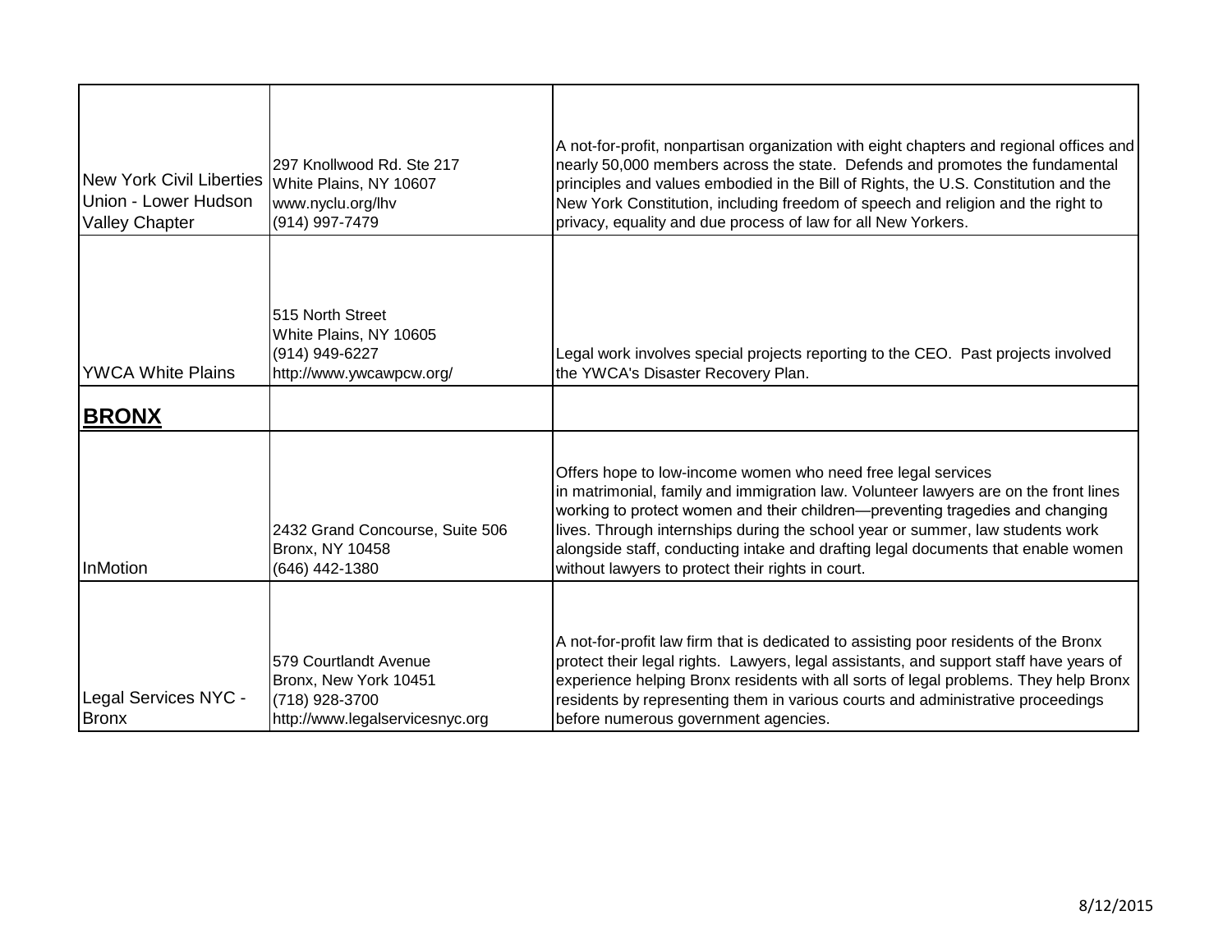| | | |
|---|---|---|
| New York Civil Liberties Union - Lower Hudson Valley Chapter | 297 Knollwood Rd. Ste 217<br>White Plains, NY 10607<br>www.nyclu.org/lhv<br>(914) 997-7479 | A not-for-profit, nonpartisan organization with eight chapters and regional offices and nearly 50,000 members across the state. Defends and promotes the fundamental principles and values embodied in the Bill of Rights, the U.S. Constitution and the New York Constitution, including freedom of speech and religion and the right to privacy, equality and due process of law for all New Yorkers. |
| YWCA White Plains | 515 North Street<br>White Plains, NY 10605<br>(914) 949-6227<br>http://www.ywcawpcw.org/ | Legal work involves special projects reporting to the CEO. Past projects involved the YWCA's Disaster Recovery Plan. |
| **BRONX** | | |
| InMotion | 2432 Grand Concourse, Suite 506<br>Bronx, NY 10458<br>(646) 442-1380 | Offers hope to low-income women who need free legal services in matrimonial, family and immigration law. Volunteer lawyers are on the front lines working to protect women and their children—preventing tragedies and changing lives. Through internships during the school year or summer, law students work alongside staff, conducting intake and drafting legal documents that enable women without lawyers to protect their rights in court. |
| Legal Services NYC - Bronx | 579 Courtlandt Avenue<br>Bronx, New York 10451<br>(718) 928-3700<br>http://www.legalservicesnyc.org | A not-for-profit law firm that is dedicated to assisting poor residents of the Bronx protect their legal rights. Lawyers, legal assistants, and support staff have years of experience helping Bronx residents with all sorts of legal problems. They help Bronx residents by representing them in various courts and administrative proceedings before numerous government agencies. |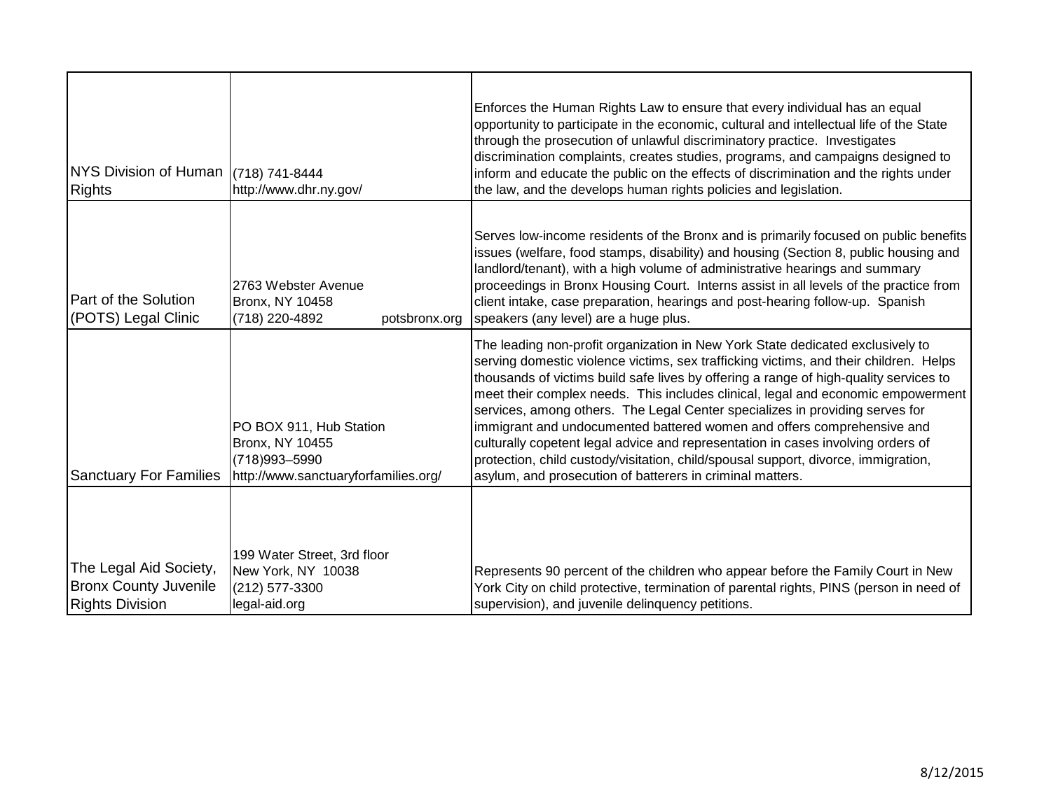| | | |
|---|---|---|
| NYS Division of Human Rights | (718) 741-8444<br>http://www.dhr.ny.gov/ | Enforces the Human Rights Law to ensure that every individual has an equal opportunity to participate in the economic, cultural and intellectual life of the State through the prosecution of unlawful discriminatory practice. Investigates discrimination complaints, creates studies, programs, and campaigns designed to inform and educate the public on the effects of discrimination and the rights under the law, and the develops human rights policies and legislation. |
| Part of the Solution (POTS) Legal Clinic | 2763 Webster Avenue<br>Bronx, NY 10458<br>(718) 220-4892 potsbronx.org | Serves low-income residents of the Bronx and is primarily focused on public benefits issues (welfare, food stamps, disability) and housing (Section 8, public housing and landlord/tenant), with a high volume of administrative hearings and summary proceedings in Bronx Housing Court. Interns assist in all levels of the practice from client intake, case preparation, hearings and post-hearing follow-up. Spanish speakers (any level) are a huge plus. |
| Sanctuary For Families | PO BOX 911, Hub Station<br>Bronx, NY 10455<br>(718)993–5990<br>http://www.sanctuaryforfamilies.org/ | The leading non-profit organization in New York State dedicated exclusively to serving domestic violence victims, sex trafficking victims, and their children. Helps thousands of victims build safe lives by offering a range of high-quality services to meet their complex needs. This includes clinical, legal and economic empowerment services, among others. The Legal Center specializes in providing serves for immigrant and undocumented battered women and offers comprehensive and culturally copetent legal advice and representation in cases involving orders of protection, child custody/visitation, child/spousal support, divorce, immigration, asylum, and prosecution of batterers in criminal matters. |
| The Legal Aid Society, Bronx County Juvenile Rights Division | 199 Water Street, 3rd floor<br>New York, NY 10038<br>(212) 577-3300<br>legal-aid.org | Represents 90 percent of the children who appear before the Family Court in New York City on child protective, termination of parental rights, PINS (person in need of supervision), and juvenile delinquency petitions. |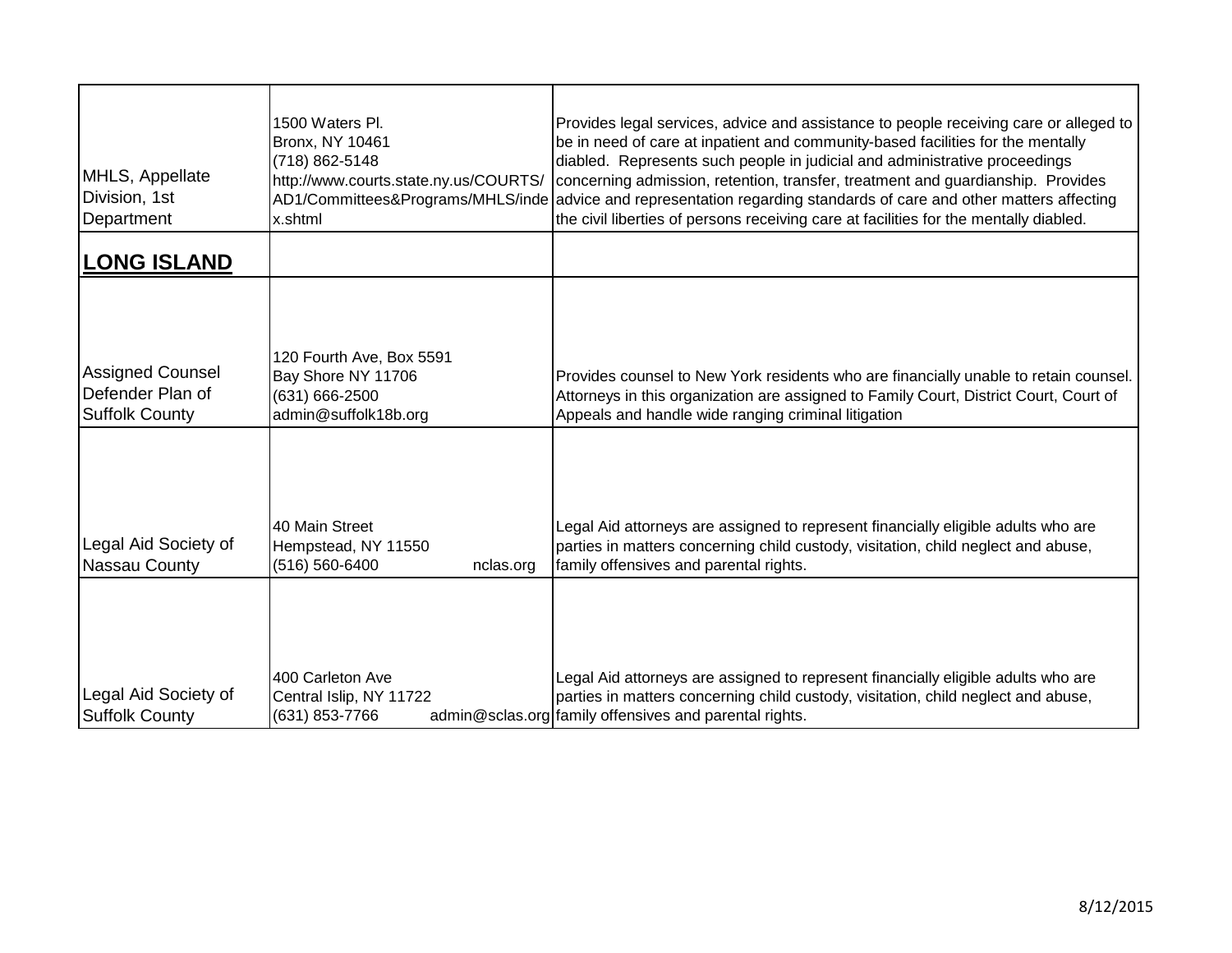| | | |
|---|---|---|
| MHLS, Appellate Division, 1st Department | 1500 Waters Pl. Bronx, NY 10461 (718) 862-5148 http://www.courts.state.ny.us/COURTS/AD1/Committees&Programs/MHLS/index.shtml | Provides legal services, advice and assistance to people receiving care or alleged to be in need of care at inpatient and community-based facilities for the mentally diabled. Represents such people in judicial and administrative proceedings concerning admission, retention, transfer, treatment and guardianship. Provides advice and representation regarding standards of care and other matters affecting the civil liberties of persons receiving care at facilities for the mentally diabled. |
| **LONG ISLAND** | | |
| Assigned Counsel Defender Plan of Suffolk County | 120 Fourth Ave, Box 5591 Bay Shore NY 11706 (631) 666-2500 admin@suffolk18b.org | Provides counsel to New York residents who are financially unable to retain counsel. Attorneys in this organization are assigned to Family Court, District Court, Court of Appeals and handle wide ranging criminal litigation |
| Legal Aid Society of Nassau County | 40 Main Street Hempstead, NY 11550 (516) 560-6400 nclas.org | Legal Aid attorneys are assigned to represent financially eligible adults who are parties in matters concerning child custody, visitation, child neglect and abuse, family offensives and parental rights. |
| Legal Aid Society of Suffolk County | 400 Carleton Ave Central Islip, NY 11722 (631) 853-7766 admin@sclas.org | Legal Aid attorneys are assigned to represent financially eligible adults who are parties in matters concerning child custody, visitation, child neglect and abuse, family offensives and parental rights. |

8/12/2015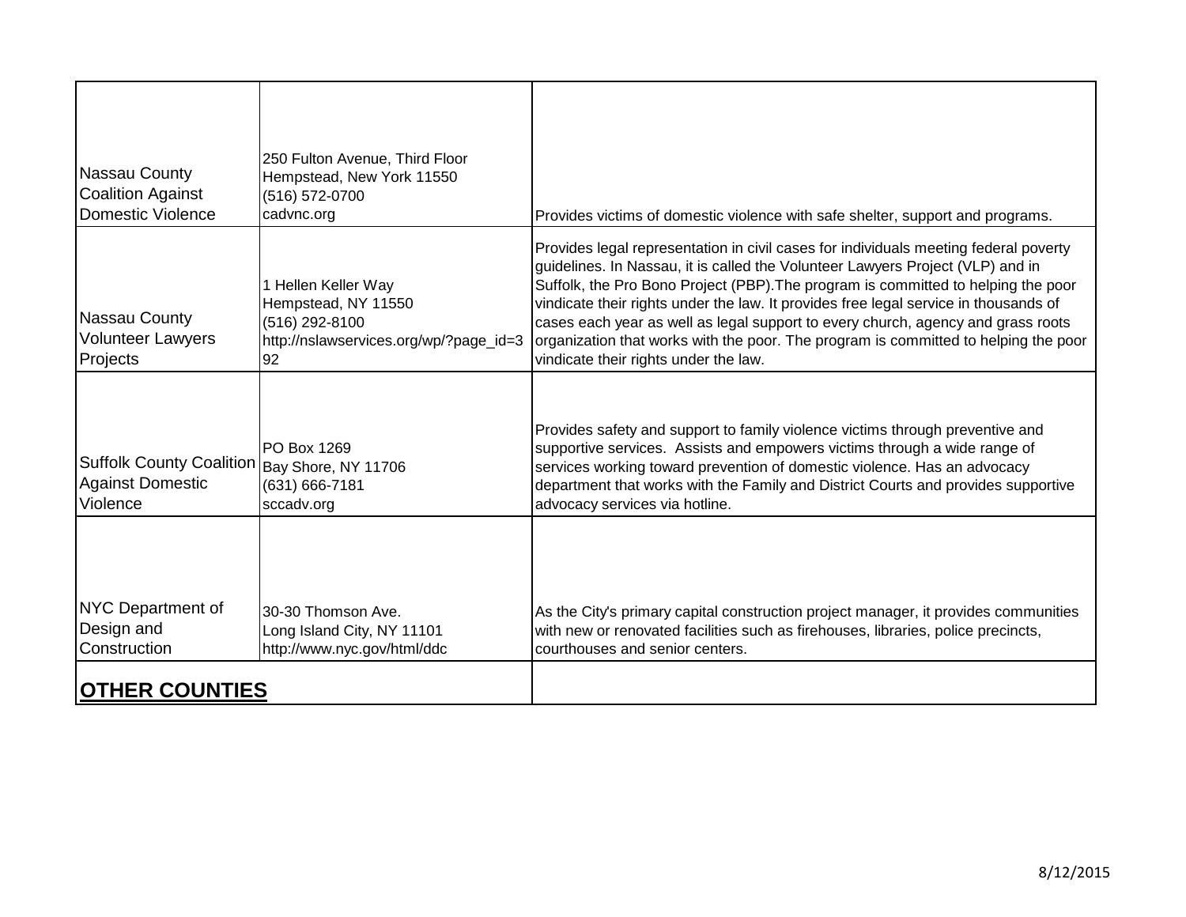| | | |
|---|---|---|
| Nassau County Coalition Against Domestic Violence | 250 Fulton Avenue, Third Floor<br>Hempstead, New York 11550<br>(516) 572-0700<br>cadvnc.org | Provides victims of domestic violence with safe shelter, support and programs. |
| Nassau County Volunteer Lawyers Projects | 1 Hellen Keller Way<br>Hempstead, NY 11550<br>(516) 292-8100<br>http://nslawservices.org/wp/?page_id=392 | Provides legal representation in civil cases for individuals meeting federal poverty guidelines. In Nassau, it is called the Volunteer Lawyers Project (VLP) and in Suffolk, the Pro Bono Project (PBP).The program is committed to helping the poor vindicate their rights under the law. It provides free legal service in thousands of cases each year as well as legal support to every church, agency and grass roots organization that works with the poor. The program is committed to helping the poor vindicate their rights under the law. |
| Suffolk County Coalition Against Domestic Violence | PO Box 1269<br>Bay Shore, NY 11706<br>(631) 666-7181<br>sccadv.org | Provides safety and support to family violence victims through preventive and supportive services. Assists and empowers victims through a wide range of services working toward prevention of domestic violence. Has an advocacy department that works with the Family and District Courts and provides supportive advocacy services via hotline. |
| NYC Department of Design and Construction | 30-30 Thomson Ave.<br>Long Island City, NY 11101<br>http://www.nyc.gov/html/ddc | As the City's primary capital construction project manager, it provides communities with new or renovated facilities such as firehouses, libraries, police precincts, courthouses and senior centers. |
| **OTHER COUNTIES** | | |

8/12/2015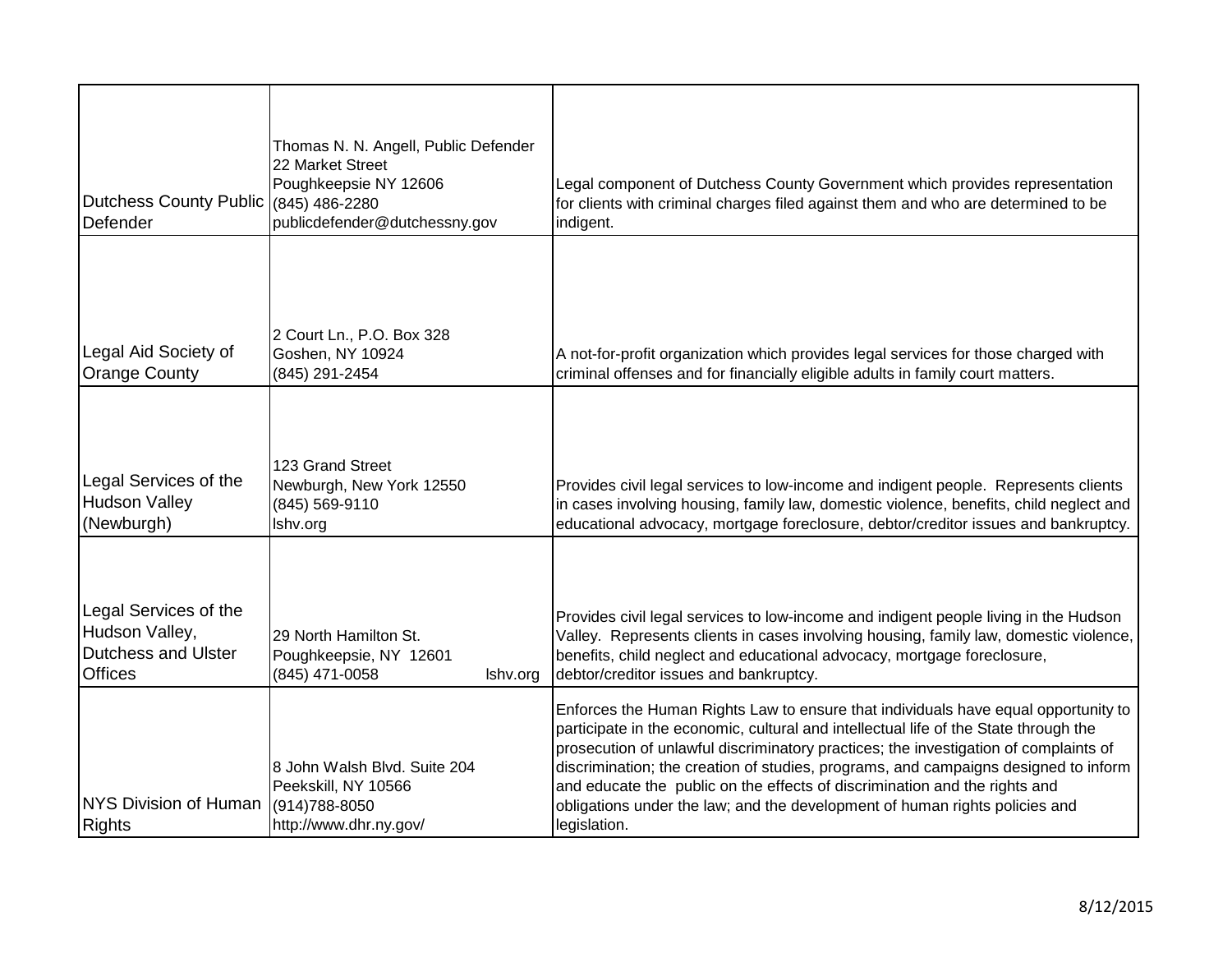| | | |
|---|---|---|
| Dutchess County Public Defender | Thomas N. N. Angell, Public Defender<br>22 Market Street<br>Poughkeepsie NY 12606<br>(845) 486-2280<br>publicdefender@dutchessny.gov | Legal component of Dutchess County Government which provides representation for clients with criminal charges filed against them and who are determined to be indigent. |
| Legal Aid Society of Orange County | 2 Court Ln., P.O. Box 328<br>Goshen, NY 10924<br>(845) 291-2454 | A not-for-profit organization which provides legal services for those charged with criminal offenses and for financially eligible adults in family court matters. |
| Legal Services of the Hudson Valley (Newburgh) | 123 Grand Street<br>Newburgh, New York 12550<br>(845) 569-9110<br>lshv.org | Provides civil legal services to low-income and indigent people. Represents clients in cases involving housing, family law, domestic violence, benefits, child neglect and educational advocacy, mortgage foreclosure, debtor/creditor issues and bankruptcy. |
| Legal Services of the Hudson Valley, Dutchess and Ulster Offices | 29 North Hamilton St.<br>Poughkeepsie, NY 12601<br>(845) 471-0058 lshv.org | Provides civil legal services to low-income and indigent people living in the Hudson Valley. Represents clients in cases involving housing, family law, domestic violence, benefits, child neglect and educational advocacy, mortgage foreclosure, debtor/creditor issues and bankruptcy. |
| NYS Division of Human Rights | 8 John Walsh Blvd. Suite 204<br>Peekskill, NY 10566<br>(914)788-8050<br>http://www.dhr.ny.gov/ | Enforces the Human Rights Law to ensure that individuals have equal opportunity to participate in the economic, cultural and intellectual life of the State through the prosecution of unlawful discriminatory practices; the investigation of complaints of discrimination; the creation of studies, programs, and campaigns designed to inform and educate the public on the effects of discrimination and the rights and obligations under the law; and the development of human rights policies and legislation. |

8/12/2015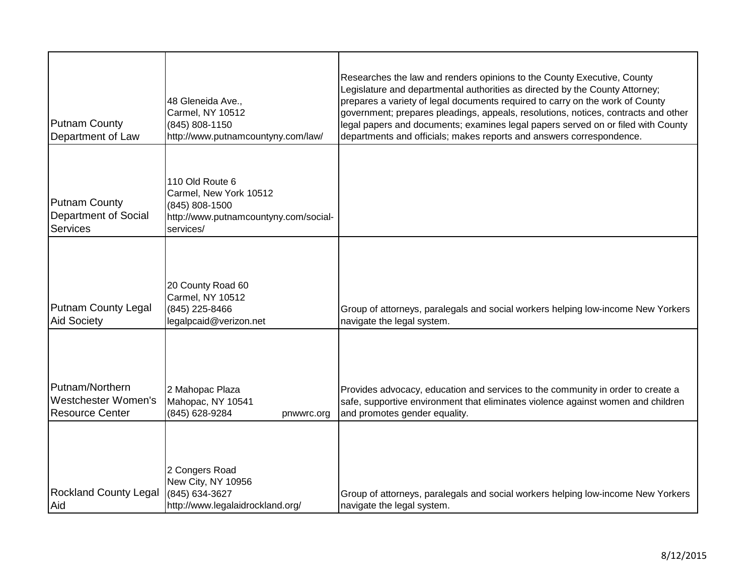| | | |
|---|---|---|
| Putnam County Department of Law | 48 Gleneida Ave., Carmel, NY 10512 (845) 808-1150 http://www.putnamcountyny.com/law/ | Researches the law and renders opinions to the County Executive, County Legislature and departmental authorities as directed by the County Attorney; prepares a variety of legal documents required to carry on the work of County government; prepares pleadings, appeals, resolutions, notices, contracts and other legal papers and documents; examines legal papers served on or filed with County departments and officials; makes reports and answers correspondence. |
| Putnam County Department of Social Services | 110 Old Route 6 Carmel, New York 10512 (845) 808-1500 http://www.putnamcountyny.com/social-services/ | |
| Putnam County Legal Aid Society | 20 County Road 60 Carmel, NY 10512 (845) 225-8466 legalpcaid@verizon.net | Group of attorneys, paralegals and social workers helping low-income New Yorkers navigate the legal system. |
| Putnam/Northern Westchester Women's Resource Center | 2 Mahopac Plaza Mahopac, NY 10541 (845) 628-9284 pnwwrc.org | Provides advocacy, education and services to the community in order to create a safe, supportive environment that eliminates violence against women and children and promotes gender equality. |
| Rockland County Legal Aid | 2 Congers Road New City, NY 10956 (845) 634-3627 http://www.legalaidrockland.org/ | Group of attorneys, paralegals and social workers helping low-income New Yorkers navigate the legal system. |

8/12/2015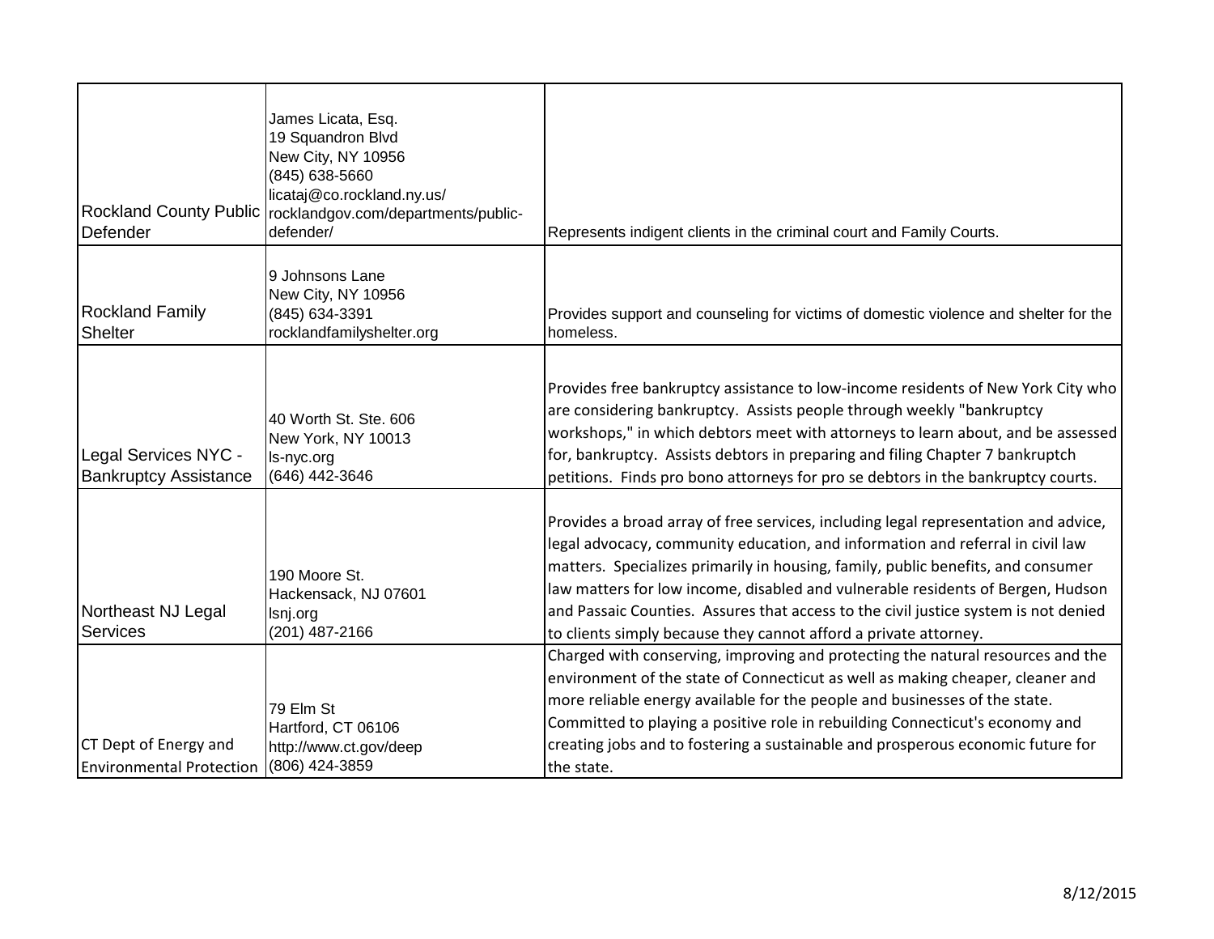| | | |
|---|---|---|
| Rockland County Public Defender | James Licata, Esq.<br>19 Squandron Blvd<br>New City, NY 10956<br>(845) 638-5660<br>licataj@co.rockland.ny.us/<br>rocklandgov.com/departments/public-defender/ | Represents indigent clients in the criminal court and Family Courts. |
| Rockland Family Shelter | 9 Johnsons Lane<br>New City, NY 10956<br>(845) 634-3391<br>rocklandfamilyshelter.org | Provides support and counseling for victims of domestic violence and shelter for the homeless. |
| Legal Services NYC - Bankruptcy Assistance | 40 Worth St. Ste. 606<br>New York, NY 10013<br>ls-nyc.org<br>(646) 442-3646 | Provides free bankruptcy assistance to low-income residents of New York City who are considering bankruptcy. Assists people through weekly "bankruptcy workshops," in which debtors meet with attorneys to learn about, and be assessed for, bankruptcy. Assists debtors in preparing and filing Chapter 7 bankruptch petitions. Finds pro bono attorneys for pro se debtors in the bankruptcy courts. |
| Northeast NJ Legal Services | 190 Moore St.<br>Hackensack, NJ 07601<br>lsnj.org<br>(201) 487-2166 | Provides a broad array of free services, including legal representation and advice, legal advocacy, community education, and information and referral in civil law matters. Specializes primarily in housing, family, public benefits, and consumer law matters for low income, disabled and vulnerable residents of Bergen, Hudson and Passaic Counties. Assures that access to the civil justice system is not denied to clients simply because they cannot afford a private attorney. |
| CT Dept of Energy and Environmental Protection | 79 Elm St<br>Hartford, CT 06106<br>http://www.ct.gov/deep<br>(806) 424-3859 | Charged with conserving, improving and protecting the natural resources and the environment of the state of Connecticut as well as making cheaper, cleaner and more reliable energy available for the people and businesses of the state. Committed to playing a positive role in rebuilding Connecticut's economy and creating jobs and to fostering a sustainable and prosperous economic future for the state. |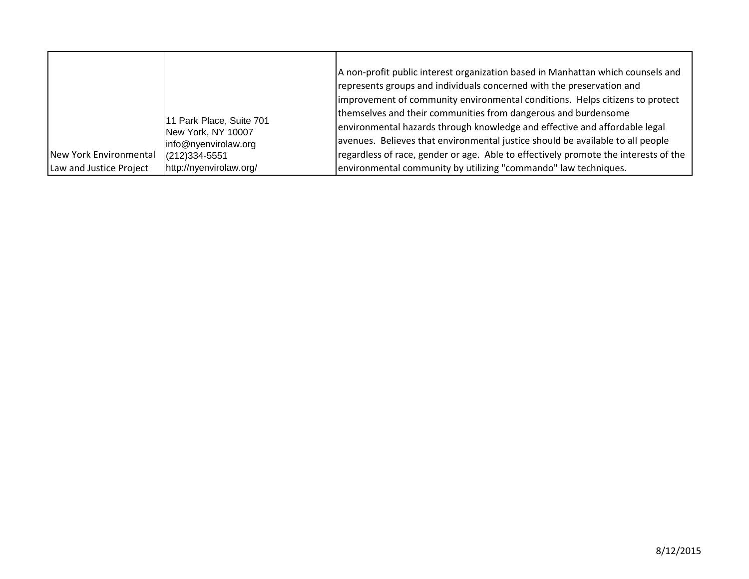| | | |
|---|---|---|
| New York Environmental Law and Justice Project | 11 Park Place, Suite 701<br>New York, NY 10007<br>info@nyenvirolaw.org<br>(212)334-5551<br>http://nyenvirolaw.org/ | A non-profit public interest organization based in Manhattan which counsels and represents groups and individuals concerned with the preservation and improvement of community environmental conditions. Helps citizens to protect themselves and their communities from dangerous and burdensome environmental hazards through knowledge and effective and affordable legal avenues. Believes that environmental justice should be available to all people regardless of race, gender or age. Able to effectively promote the interests of the environmental community by utilizing "commando" law techniques. |